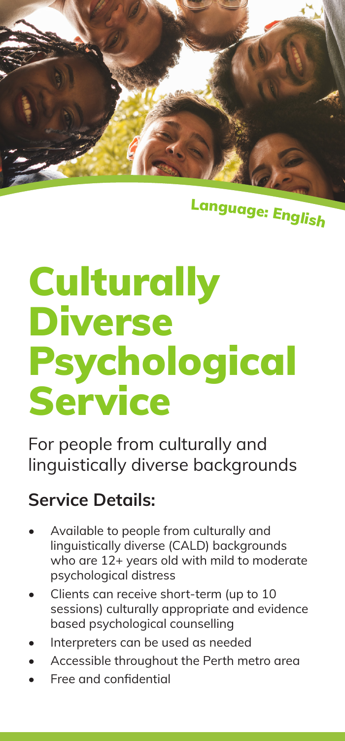Language: English

# Culturally Diverse Psychological Service

For people from culturally and linguistically diverse backgrounds

## Service Details:

- Available to people from culturally and linguistically diverse (CALD) backgrounds who are 12+ years old with mild to moderate psychological distress
- Clients can receive short-term (up to 10 sessions) culturally appropriate and evidence based psychological counselling
- Interpreters can be used as needed
- Accessible throughout the Perth metro area
- Free and confidential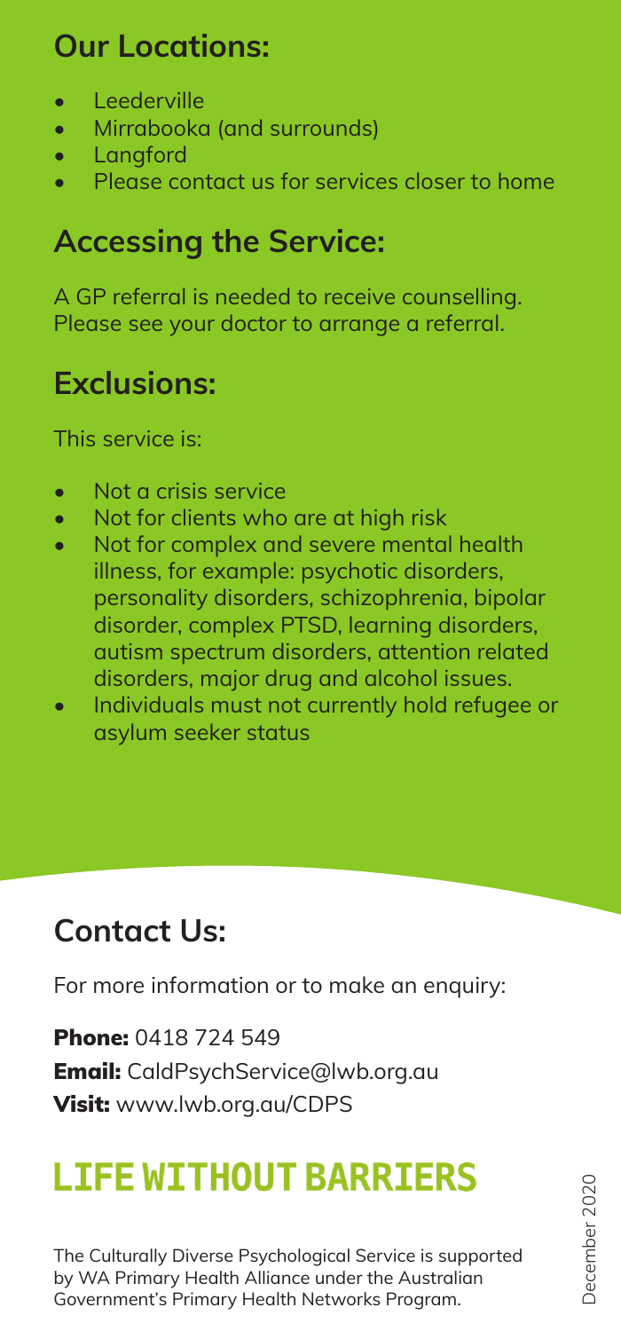## Our Locations:

- Leederville
- Mirrabooka (and surrounds)
- Langford
- Please contact us for services closer to home

## Accessing the Service:

A GP referral is needed to receive counselling. Please see your doctor to arrange a referral.

## Exclusions:

This service is:

- Not a crisis service
- Not for clients who are at high risk
- Not for complex and severe mental health illness, for example: psychotic disorders, personality disorders, schizophrenia, bipolar disorder, complex PTSD, learning disorders, autism spectrum disorders, attention related disorders, major drug and alcohol issues.
- Individuals must not currently hold refugee or asylum seeker status

## Contact Us:

For more information or to make an enquiry:

**Phone:** 0418 724 549
**Email:** CaldPsychService@lwb.org.au
**Visit:** www.lwb.org.au/CDPS

# LIFE WITHOUT BARRIERS

The Culturally Diverse Psychological Service is supported by WA Primary Health Alliance under the Australian Government's Primary Health Networks Program.

December 2020